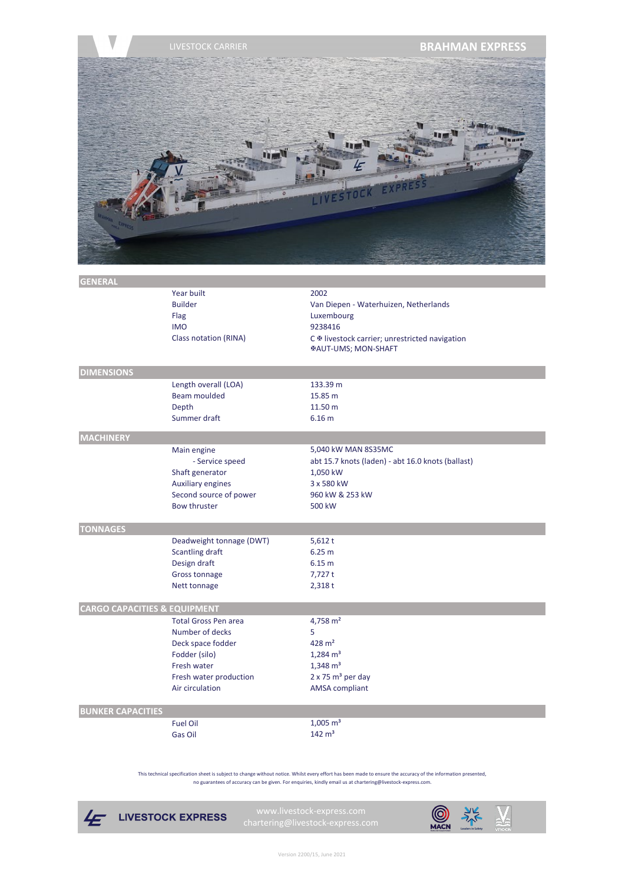LIVESTOCK CARRIER

# BRAHMAN EXPRESS

## GENERAL

| | |
|---|---|
| Year built | 2002 |
| Builder | Van Diepen - Waterhuizen, Netherlands |
| Flag | Luxembourg |
| IMO | 9238416 |
| Class notation (RINA) | C ✠ livestock carrier; unrestricted navigation ✠AUT-UMS; MON-SHAFT |

## DIMENSIONS

| | |
|---|---|
| Length overall (LOA) | 133.39 m |
| Beam moulded | 15.85 m |
| Depth | 11.50 m |
| Summer draft | 6.16 m |

## MACHINERY

| | |
|---|---|
| Main engine | 5,040 kW MAN 8S35MC |
| - Service speed | abt 15.7 knots (laden) - abt 16.0 knots (ballast) |
| Shaft generator | 1,050 kW |
| Auxiliary engines | 3 x 580 kW |
| Second source of power | 960 kW & 253 kW |
| Bow thruster | 500 kW |

## TONNAGES

| | |
|---|---|
| Deadweight tonnage (DWT) | 5,612 t |
| Scantling draft | 6.25 m |
| Design draft | 6.15 m |
| Gross tonnage | 7,727 t |
| Nett tonnage | 2,318 t |

## CARGO CAPACITIES & EQUIPMENT

| | |
|---|---|
| Total Gross Pen area | 4,758 $m^2$ |
| Number of decks | 5 |
| Deck space fodder | 428 $m^2$ |
| Fodder (silo) | 1,284 $m^3$ |
| Fresh water | 1,348 $m^3$ |
| Fresh water production | 2 x 75 $m^3$ per day |
| Air circulation | AMSA compliant |

## BUNKER CAPACITIES

| | |
|---|---|
| Fuel Oil | 1,005 $m^3$ |
| Gas Oil | 142 $m^3$ |

This technical specification sheet is subject to change without notice. Whilst every effort has been made to ensure the accuracy of the information presented, no guarantees of accuracy can be given. For enquiries, kindly email us at chartering@livestock-express.com.

LIVESTOCK EXPRESS www.livestock-express.com chartering@livestock-express.com

Version 2200/15, June 2021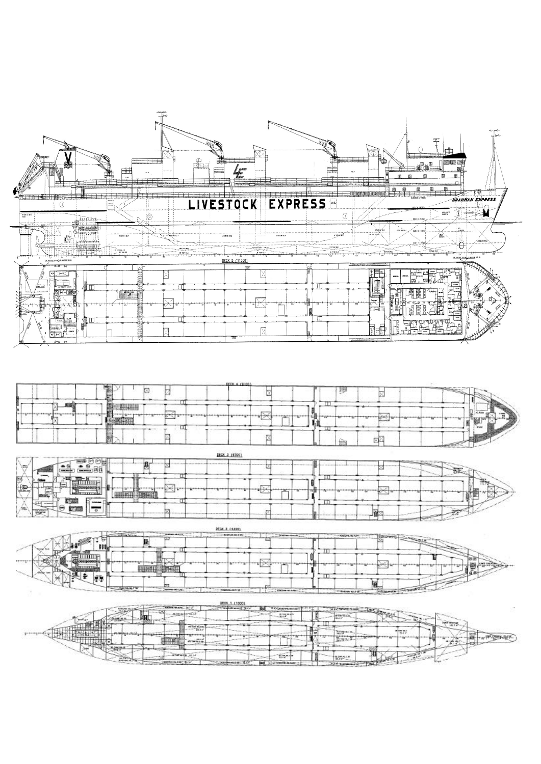LIVESTOCK EXPRESS

BRAHMAN EXPRESS

DECK 5 (11500)

DECK 4 (9100)

DECK 3 (6700)

DECK 2 (4300)

DECK 1 (2000)